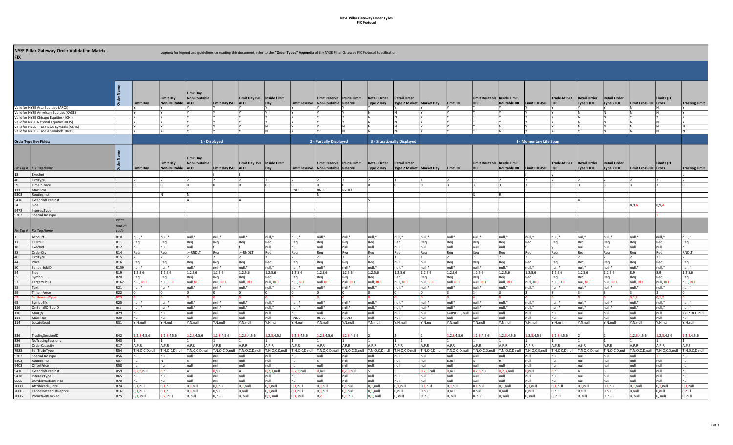# NYSE Pillar Gateway Order Validation Matrix - FIX

**Legend:** for legend and guidelines on reading this document, refer to the **"Order Types" Appendix** of the NYSE Pillar Gateway FIX Protocol Specification

| | Order Name | Limit Day | Limit Day Non-Routable | Limit Day Non-Routable ALO | Limit Day ISO | Limit Day ISO ALO | Inside Limit Day | Limit Reserve | Limit Reserve Non-Routable | Inside Limit Reserve | Retail Order Type 2 Day | Retail Order Type 2 Market | Market Day | Limit IOC | Limit Routable IOC | Inside Limit Routable IOC | Limit IOC-ISO | Trade-At ISO IOC | Retail Order Type 1 IOC | Retail Order Type 2 IOC | Limit Cross-IOC | Limit QCT Cross | Tracking Limit |
|---|---|---|---|---|---|---|---|---|---|---|---|---|---|---|---|---|---|---|---|---|---|---|---|
| Valid for NYSE Arca Equities (ARCX) | | Y | Y | Y | Y | Y | Y | Y | Y | Y | Y | Y | Y | Y | Y | Y | Y | Y | Y | Y | N | N | Y |
| Valid for NYSE American Equities (XASE) | | Y | Y | Y | Y | Y | Y | Y | Y | Y | N | N | Y | Y | Y | Y | Y | Y | N | N | N | N | Y |
| Valid for NYSE Chicago Equities (XCHI) | | Y | Y | Y | Y | Y | Y | Y | Y | Y | N | N | Y | Y | Y | Y | Y | Y | N | N | Y | Y | Y |
| Valid for NYSE National Equities (XCIS) | | Y | Y | Y | Y | Y | Y | Y | Y | Y | N | N | Y | Y | Y | Y | Y | Y | N | N | N | N | Y |
| Valid for NYSE - Tape B&C Symbols (XNYS) | | Y | Y | Y | Y | Y | N | Y | Y | N | N | N | Y | Y | Y | N | Y | Y | N | N | N | N | N |
| Valid for NYSE - Tape A Symbols (XNYS) | | Y | Y | Y | Y | Y | N | Y | Y | N | N | N | Y | Y | Y | N | Y | Y | Y | N | N | N | N |

## Order Type Key Fields:

| | | | 1 - Displayed | | | | | | 2 - Partially Displayed | | | 3 - Situationally Displayed | | | 4 - Momentary Limit Span | | | | | | | | | |
|---|---|---|---|---|---|---|---|---|---|---|---|---|---|---|---|---|---|---|---|---|---|---|---|
| Fix Tag # | Fix Tag Name | Order Name | Limit Day | Limit Day Non-Routable | Limit Day Non-Routable ALO | Limit Day ISO | Limit Day ISO ALO | Inside Limit Day | Limit Reserve | Limit Reserve Non-Routable | Inside Limit Reserve | Retail Order Type 2 Day | Retail Order Type 2 Market | Market Day | Limit IOC | Limit Routable IOC | Inside Limit Routable IOC | Limit IOC-ISO | Trade-At ISO IOC | Retail Order Type 1 IOC | Retail Order Type 2 IOC | Limit Cross-IOC | Limit QCT Cross | Tracking Limit |
| 18 | ExecInst | | | | | f | f | | | | | | | | | | | f | | | | | | d |
| 40 | OrdType | | 2 | 2 | 2 | 2 | 2 | 7 | 2 | 2 | 7 | 2 | 1 | 1 | 2 | 2 | 7 | 2 | 2 | 2 | 2 | 2 | 2 | 2 |
| 59 | TimeInForce | | 0 | 0 | 0 | 0 | 0 | 0 | 0 | 0 | 0 | 0 | 0 | 0 | 3 | 3 | 3 | 3 | 3 | 3 | 3 | 3 | 3 | 0 |
| 111 | MaxFloor | | | | | | | | RNDLT | RNDLT | RNDLT | | | | | | | | | | | | | |
| 9303 | RoutingInst | | | N | N | | | | | N | | | | | | R | R | | | | | | | |
| 9416 | ExtendedExecInst | | | | A | | A | | | | | 5 | 5 | | | | | | | 4 | 5 | | | |
| 54 | Side | | | | | | | | | | | | | | | | | | | | | 8,9,A | 8,9,A | |
| 9478 | InterestType | | | | | | | | | | | | | | | | | | | | | | | |
| 9202 | SpecialOrdType | | | | | | | | | | | | | | | | | | | | | | T | |

| Fix Tag # | Fix Tag Name | Pillar reason code | Limit Day | Limit Day Non-Routable | Limit Day Non-Routable ALO | Limit Day ISO | Limit Day ISO ALO | Inside Limit Day | Limit Reserve | Limit Reserve Non-Routable | Inside Limit Reserve | Retail Order Type 2 Day | Retail Order Type 2 Market | Market Day | Limit IOC | Limit Routable IOC | Inside Limit Routable IOC | Limit IOC-ISO | Trade-At ISO IOC | Retail Order Type 1 IOC | Retail Order Type 2 IOC | Limit Cross-IOC | Limit QCT Cross | Tracking Limit |
|---|---|---|---|---|---|---|---|---|---|---|---|---|---|---|---|---|---|---|---|---|---|---|---|---|
| 1 | Account | R10 | null,* | null,* | null,* | null,* | null,* | null,* | null,* | null,* | null,* | null,* | null,* | null,* | null,* | null,* | null,* | null,* | null,* | null,* | null,* | null,* | null,* | null,* |
| 11 | ClOrdID | R11 | Req | Req | Req | Req | Req | Req | Req | Req | Req | Req | Req | Req | Req | Req | Req | Req | Req | Req | Req | Req | Req | Req |
| 18 | ExecInst | R12 | null | null | null | f | f | null | null | null | null | null | null | null | null | null | null | f | y | null | null | null | null | d |
| 38 | OrderQty | R14 | Req | Req | >=RNDLT | Req | >=RNDLT | Req | Req | Req | Req | Req | Req | Req | Req | Req | Req | Req | Req | Req | Req | Req | Req | RNDLT |
| 40 | OrdType | R15 | 2 | 2 | 2 | 2 | 2 | 7 | 2 | 2 | 7 | 2 | 1 | 1 | 2 | 2 | 7 | 2 | 2 | 2 | 2 | 2 | 2 | 2 |
| 44 | Price | R16 | Req | Req | Req | Req | Req | Req | Req | Req | Req | Req | null | null | Req | Req | Req | Req | Req | Req | Req | Req | Req | Req |
| 50 | SenderSubID | R159 | null,* | null,* | null,* | null,* | null,* | null,* | null,* | null,* | null,* | null,* | null,* | null,* | null,* | null,* | null,* | null,* | null,* | null,* | null,* | null,* | null,* | null,* |
| 54 | Side | R19 | 1,2,5,6 | 1,2,5,6 | 1,2,5,6 | 1,2,5,6 | 1,2,5,6 | 1,2,5,6 | 1,2,5,6 | 1,2,5,6 | 1,2,5,6 | 1,2,5,6 | 1,2,5,6 | 1,2,5,6 | 1,2,5,6 | 1,2,5,6 | 1,2,5,6 | 1,2,5,6 | 1,2,5,6 | 1,2,5,6 | 1,2,5,6 | 8,9 | 8,9 | 1,2,5,6 |
| 55 | Symbol | R20 | Req | Req | Req | Req | Req | Req | Req | Req | Req | Req | Req | Req | Req | Req | Req | Req | Req | Req | Req | Req | Req | Req |
| 57 | TargetSubID | R162 | null, RET | null, RET | null, RET | null, RET | null, RET | null, RET | null, RET | null, RET | null, RET | null, RET | null, RET | null, RET | null, RET | null, RET | null, RET | null, RET | null, RET | null, RET | null, RET | null, RET | null, RET | null, RET |
| 58 | Text | R21 | null,* | null,* | null,* | null,* | null,* | null,* | null,* | null,* | null,* | null,* | null,* | null,* | null,* | null,* | null,* | null,* | null,* | null,* | null,* | null,* | null,* | null,* |
| 59 | TimeInForce | R22 | 0 | 0 | 0 | 0 | 0 | 0 | 0 | 0 | 0 | 0 | 0 | 0 | 3 | 3 | 3 | 3 | 3 | 3 | 3 | 3 | 3 | 0 |
| 63 | SettlementType | R23 | 0 | 0 | 0 | 0 | 0 | 0 | 0 | 0 | 0 | 0 | 0 | 0 | 0 | 0 | 0 | 0 | 0 | 0 | 0 | 0,1,2 | 0,1,2 | 0 |
| 65 | SymbolSfx | R25 | null,* | null,* | null,* | null,* | null,* | null,* | null,* | null,* | null,* | null,* | null,* | null,* | null,* | null,* | null,* | null,* | null,* | null,* | null,* | null,* | null,* | null,* |
| 116 | OnBehalfOfSubID | n/a | null,* | null,* | null,* | null,* | null,* | null,* | null,* | null,* | null,* | null,* | null,* | null,* | null,* | null,* | null,* | null,* | null,* | null,* | null,* | null,* | null,* | null,* |
| 110 | MinQty | R29 | null | null | null | null | null | null | null | null | null | null | null | null | >=RNDLT, null | null | null | null | null | null | null | null | null | >=RNDLT, null |
| 111 | MaxFloor | R30 | null | null | null | null | null | null | RNDLT | RNDLT | RNDLT | null | null | null | null | null | null | null | null | null | null | null | null | null |
| 114 | LocateReqd | R31 | Y,N,null | Y,N,null | Y,N,null | Y,N,null | Y,N,null | Y,N,null | Y,N,null | Y,N,null | Y,N,null | Y,N,null | Y,N,null | Y,N,null | Y,N,null | Y,N,null | Y,N,null | Y,N,null | Y,N,null | Y,N,null | Y,N,null | Y,N,null | Y,N,null | Y,N,null |
| 336 | TradingSessionID | R42 | 1,2,3,4,5,6 | 1,2,3,4,5,6 | 1,2,3,4,5,6 | 1,2,3,4,5,6 | 1,2,3,4,5,6 | 1,2,3,4,5,6 | 1,2,3,4,5,6 | 1,2,3,4,5,6 | 1,2,3,4,5,6 | 2 | 2 | 2 | 1,2,3,4,5,6 | 1,2,3,4,5,6 | 1,2,3,4,5,6 | 1,2,3,4,5,6 | 1,2,3,4,5,6 | 2 | 2 | 1,2,3,4,5,6 | 1,2,3,4,5,6 | 1,2,3,4,5,6 |
| 386 | NoTradingSessions | R43 | 1 | 1 | 1 | 1 | 1 | 1 | 1 | 1 | 1 | 1 | 1 | 1 | 1 | 1 | 1 | 1 | 1 | 1 | 1 | 1 | 1 | 1 |
| 528 | OrderCapacity | R17 | A,P,R | A,P,R | A,P,R | A,P,R | A,P,R | A,P,R | A,P,R | A,P,R | A,P,R | A,P,R | A,P,R | A,P,R | A,P,R | A,P,R | A,P,R | A,P,R | A,P,R | A,P,R | A,P,R | A,P,R | A,P,R | A,P,R |
| 7928 | SelfTradeType | R54 | T,N,O,C,D,null | T,N,O,C,D,null | T,N,O,C,D,null | T,N,O,C,D,null | T,N,O,C,D,null | T,N,O,C,D,null | T,N,O,C,D,null | T,N,O,C,D,null | T,N,O,C,D,null | T,N,O,C,D,null | T,N,O,C,D,null | T,N,O,C,D,null | T,N,O,C,D,null | T,N,O,C,D,null | T,N,O,C,D,null | T,N,O,C,D,null | T,N,O,C,D,null | T,N,O,C,D,null | T,N,O,C,D,null | T,N,O,C,D,null | T,N,O,C,D,null | T,N,O,C,D,null |
| 9202 | SpecialOrdType | R56 | null | null | null | null | null | null | null | null | null | null | null | null | null | null | null | null | null | null | null | null | T | null |
| 9303 | RoutingInst | R57 | null | N | N | null | null | null | null | N | null | null | null | null | B,null | R | R | null | null | null | null | null | null | null |
| 9403 | OffsetPrice | R58 | null | null | null | null | null | null | null | null | null | null | null | null | null | null | null | null | null | null | null | null | null | null |
| 9416 | ExtendedExecInst | R59 | 0,2,3,null | 0,null | A | 0,null | A | 0,2,3,null | 0,2,3,null | 0,null | 0,2,3,null | 5 | 5 | 0,2,3,null | 0,null | 0,2,3,null | 0,2,3,null | 0,null | 0,null | 4 | 5 | null | null | null |
| 9478 | InterestType | R65 | null | null | null | null | null | null | null | null | null | null | null | null | null | null | null | null | null | null | null | null | null | null |
| 9565 | DOrderAuctionPrice | R70 | null | null | null | null | null | null | null | null | null | null | null | null | null | null | null | null | null | null | null | null | null | null |
| 20001 | AttributedQuote | R74 | 0,1,null | 0,1,null | 0,1,null | 0,1,null | 0,1,null | 0,1,null | 0,1,null | 0,1,null | 0,1,null | 0,1,null | 0,1,null | 0,1,null | 0,1,null | 0,1,null | 0,1,null | 0,1,null | 0,1,null | 0,1,null | 0,1,null | 0,1,null | 0,1,null | 0,1,null |
| 20003 | CancelInsteadOfReprice | R161 | 0,1,null | 0,1,null | 0,1,null | 0,null | 0,null | 0,1,null | 0,1,null | 0,1,null | 0,1,null | 0,1,null | 0,null | 0,null | 0,null | 0,null | 0,null | 0,null | 0,null | 0,null | 0,null | 0,null | 0,null | 0,null |
| 20002 | ProactiveIfLocked | R75 | 0,1, null | 0,2, null | 0, null | 0, null | 0, null | 0,1, null | 0,1, null | 0,2 | 0,1, null | 0,1, null | 0, null | 0, null | 0, null | 0, null | 0, null | 0, null | 0, null | 0, null | 0, null | 0, null | 0, null | 0, null |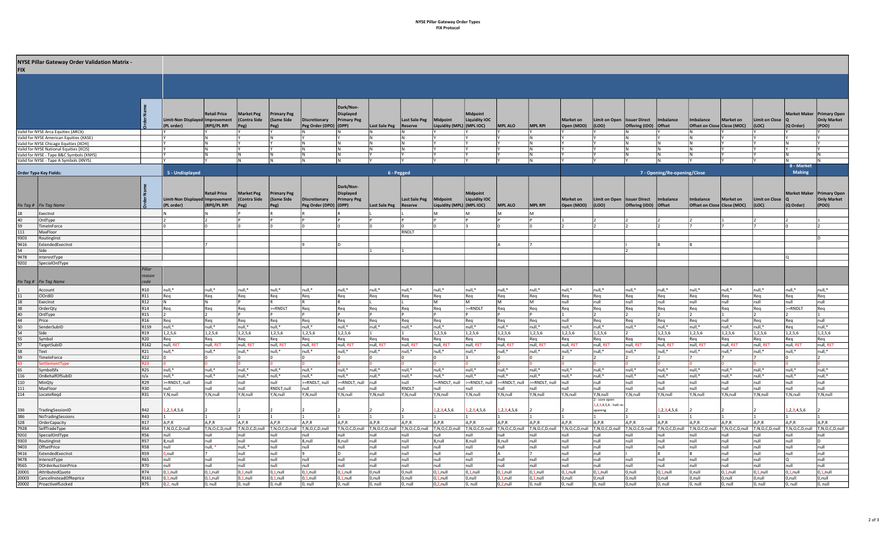## NYSE Pillar Gateway Order Validation Matrix - FIX

| Fix Tag # | Fix Tag Name | Order Name | Limit-Non Displayed Improvement (PL order) | Retail Price Improvement (RPI)/PL RPI | Market Peg (Contra Side Peg) | Primary Peg (Same Side Peg) | Discretionary Peg Order (DPO) | Dark/Non-Displayed Primary Peg (DPP) | Last Sale Peg | Last Sale Peg Reserve | Midpoint Liquidity (MPL) | Midpoint Liquidity IOC (MPL IOC) | MPL ALO | MPL RPI | Market on Open (MOO) | Limit on Open (LOO) | Issuer Direct Offering (IDO) | Imbalance Offset | Imbalance Offset on Close | Market on Close (MOC) | Limit on Close (LOC) | Market Maker Q (Q Order) | Primary Open Only Market (POO) |
|---|---|---|---|---|---|---|---|---|---|---|---|---|---|---|---|---|---|---|---|---|---|---|---|
| | Valid for NYSE Arca Equities (ARCX) | | Y | Y | Y | Y | N | N | N | N | Y | Y | Y | Y | Y | Y | N | Y | N | Y | Y | Y | Y |
| | Valid for NYSE American Equities (XASE) | | Y | N | Y | N | Y | Y | N | N | Y | Y | Y | N | Y | Y | N | Y | N | Y | Y | Y | Y |
| | Valid for NYSE Chicago Equities (XCHI) | | Y | N | Y | Y | N | N | N | N | Y | Y | Y | N | Y | Y | N | N | N | Y | Y | N | Y |
| | Valid for NYSE National Equities (XCIS) | | Y | N | Y | Y | N | N | N | N | Y | Y | Y | N | Y | Y | N | N | N | Y | Y | Y | Y |
| | Valid for NYSE - Tape B&C Symbols (XNYS) | | Y | N | N | N | N | N | N | Y | Y | Y | Y | N | Y | Y | N | N | N | Y | Y | N | N |
| | Valid for NYSE - Tape A Symbols (XNYS) | | Y | Y | N | N | N | N | Y | Y | Y | Y | Y | N | Y | Y | Y | N | Y | Y | Y | N | N |
| | **Order Type Key Fields:** | | 5 - Undisplayed | 6 - Pegged | | | | | | | | | | | 7 - Opening/Re-opening/Close | | | | | | | 8 - Market Making | |
| 18 | ExecInst | | N | N | P | R | R | R | L | L | M | M | M | M | | | | | | | | | |
| 40 | OrdType | | 2 | 2 | P | P | P | P | P | P | P | P | P | P | 1 | 2 | 2 | 2 | 2 | 1 | 2 | 2 | 1 |
| 59 | TimeInForce | | 0 | 0 | 0 | 0 | 0 | 0 | 0 | 0 | 0 | 3 | 0 | 0 | 2 | 2 | 2 | 2 | 7 | 7 | 7 | 0 | 2 |
| 111 | MaxFloor | | | | | | | | | RNDLT | | | | | | | | | | | | | |
| 9303 | RoutingInst | | | | | | | | | | | | | | | | | | | | | | D |
| 9416 | ExtendedExecInst | | | 7 | | | 9 | D | | | | | A | 7 | | | I | 8 | 8 | | | | |
| 54 | Side | | | | | | | | 1 | 1 | | | | | | | 2 | | | | | | |
| 9478 | InterestType | | | | | | | | | | | | | | | | | | | | | Q | |
| 9202 | SpecialOrdType | | | | | | | | | | | | | | | | | | | | | | |
| **Fix Tag #** | **Fix Tag Name** | **Pillar reason code** | | | | | | | | | | | | | | | | | | | | | |
| 1 | Account | R10 | null,* | null,* | null,* | null,* | null,* | null,* | null,* | null,* | null,* | null,* | null,* | null,* | null,* | null,* | null,* | null,* | null,* | null,* | null,* | null,* | null,* |
| 11 | ClOrdID | R11 | Req | Req | Req | Req | Req | Req | Req | Req | Req | Req | Req | Req | Req | Req | Req | Req | Req | Req | Req | Req | Req |
| 18 | ExecInst | R12 | N | N | P | R | R | R | L | L | M | M | M | M | null | null | null | null | null | null | null | null | null |
| 38 | OrderQty | R14 | Req | Req | Req | >=RNDLT | Req | Req | Req | Req | Req | >=RNDLT | Req | Req | Req | Req | Req | Req | Req | Req | Req | >=RNDLT | Req |
| 40 | OrdType | R15 | 2 | 2 | P | P | P | P | P | P | P | P | P | P | 1 | 2 | 2 | 2 | 2 | 1 | 2 | 2 | 1 |
| 44 | Price | R16 | Req | Req | Req | Req | Req | Req | Req | Req | Req | Req | Req | Req | null | Req | Req | Req | Req | null | Req | Req | null |
| 50 | SenderSubID | R159 | null,* | null,* | null,* | null,* | null,* | null,* | null,* | null,* | null,* | null,* | null,* | null,* | null,* | null,* | null,* | null,* | null,* | null,* | null,* | Req | null,* |
| 54 | Side | R19 | 1,2,5,6 | 1,2,5,6 | 1,2,5,6 | 1,2,5,6 | 1,2,5,6 | 1,2,5,6 | 1 | 1 | 1,2,5,6 | 1,2,5,6 | 1,2,5,6 | 1,2,5,6 | 1,2,5,6 | 1,2,5,6 | 2 | 1,2,5,6 | 1,2,5,6 | 1,2,5,6 | 1,2,5,6 | 1,2,5,6 | 1,2,5,6 |
| 55 | Symbol | R20 | Req | Req | Req | Req | Req | Req | Req | Req | Req | Req | Req | Req | Req | Req | Req | Req | Req | Req | Req | Req | Req |
| 57 | TargetSubID | R162 | null, RET | null, RET | null, RET | null, RET | null, RET | null, RET | null, RET | null, RET | null, RET | null, RET | null, RET | null, RET | null, RET | null, RET | null, RET | null, RET | null, RET | null, RET | null, RET | null, RET | null, RET |
| 58 | Text | R21 | null,* | null,* | null,* | null,* | null,* | null,* | null,* | null,* | null,* | null,* | null,* | null,* | null,* | null,* | null,* | null,* | null,* | null,* | null,* | null,* | null,* |
| 59 | TimeInForce | R22 | 0 | 0 | 0 | 0 | 0 | 0 | 0 | 0 | 0 | 3 | 0 | 0 | 2 | 2 | 2 | 2 | 7 | 7 | 7 | 0 | 2 |
| 63 | SettlementType | R23 | 0 | 0 | 0 | 0 | 0 | 0 | 0 | 0 | 0 | 0 | 0 | 0 | 0 | 0 | 0 | 0 | 0 | 0 | 0 | 0 | 0 |
| 65 | SymbolSfx | R25 | null,* | null,* | null,* | null,* | null,* | null,* | null,* | null,* | null,* | null,* | null,* | null,* | null,* | null,* | null,* | null,* | null,* | null,* | null,* | null,* | null,* |
| 116 | OnBehalfOfSubID | n/a | null,* | null,* | null,* | null,* | null,* | null,* | null,* | null,* | null,* | null,* | null,* | null,* | null,* | null,* | null,* | null,* | null,* | null,* | null,* | null,* | null,* |
| 110 | MinQty | R29 | >=RNDLT, null | null | null | null | >=RNDLT, null | >=RNDLT, null | null | null | >=RNDLT, null | >=RNDLT, null | >=RNDLT, null | >=RNDLT, null | null | null | null | null | null | null | null | null | null |
| 111 | MaxFloor | R30 | null | null | null | RNDLT,null | null | null | null | RNDLT | null | null | null | null | null | null | null | null | null | null | null | null | null |
| 114 | LocateReqd | R31 | Y,N,null | Y,N,null | Y,N,null | Y,N,null | Y,N,null | Y,N,null | Y,N,null | Y,N,null | Y,N,null | Y,N,null | Y,N,null | Y,N,null | Y,N,null | Y,N,null | Y,N,null | Y,N,null | Y,N,null | Y,N,null | Y,N,null | Y,N,null | Y,N,null |
| 336 | TradingSessionID | R42 | 1,2,3,4,5,6 | 2 | 2 | 2 | 2 | 2 | 2 | 2 | 1,2,3,4,5,6 | 1,2,3,4,5,6 | 1,2,3,4,5,6 | 2 | 2 | 2 - core open 1,2,3,4,5,6 - halt re-opening | 2 | 1,2,3,4,5,6 | 2 | 2 | 2 | 1,2,3,4,5,6 | 2 |
| 386 | NoTradingSessions | R43 | 1 | 1 | 1 | 1 | 1 | 1 | 1 | 1 | 1 | 1 | 1 | 1 | 1 | 1 | 1 | 1 | 1 | 1 | 1 | 1 | 1 |
| 528 | OrderCapacity | R17 | A,P,R | A,P,R | A,P,R | A,P,R | A,P,R | A,P,R | A,P,R | A,P,R | A,P,R | A,P,R | A,P,R | A,P,R | A,P,R | A,P,R | A,P,R | A,P,R | A,P,R | A,P,R | A,P,R | A,P,R | A,P,R |
| 7928 | SelfTradeType | R54 | T,N,O,C,D,null | T,N,O,C,D,null | T,N,O,C,D,null | T,N,O,C,D,null | T,N,O,C,D,null | T,N,O,C,D,null | T,N,O,C,D,null | T,N,O,C,D,null | T,N,O,C,D,null | T,N,O,C,D,null | T,N,O,C,D,null | T,N,O,C,D,null | T,N,O,C,D,null | T,N,O,C,D,null | T,N,O,C,D,null | T,N,O,C,D,null | T,N,O,C,D,null | T,N,O,C,D,null | T,N,O,C,D,null | T,N,O,C,D,null | T,N,O,C,D,null |
| 9202 | SpecialOrdType | R56 | null | null | null | null | null | null | null | null | null | null | null | null | null | null | null | null | null | null | null | null | null |
| 9303 | RoutingInst | R57 | 8,null | null | null | null | 8,null | 8,null | null | null | 8,null | 8,null | 8,null | null | null | null | null | null | null | null | null | null | D |
| 9403 | OffsetPrice | R58 | null | null,* | null,* | null | null | null | null | null | null | null | null | null | null | null | null | null | null | null | null | null | null |
| 9416 | ExtendedExecInst | R59 | 0,null | 7 | null | null | 9 | D | null | null | null | null | A | 7 | null | null | I | 8 | 8 | null | null | null | null |
| 9478 | InterestType | R65 | null | null | null | null | null | null | null | null | null | null | null | null | null | null | null | null | null | null | null | Q | null |
| 9565 | DOrderAuctionPrice | R70 | null | null | null | null | null | null | null | null | null | null | null | null | null | null | null | null | null | null | null | null | null |
| 20001 | AttributedQuote | R74 | 0,1,null | 0,1,null | 0,1,null | 0,1,null | 0,1,null | 0,1,null | 0,null | 0,null | 0,1,null | 0,1,null | 0,1,null | 0,1,null | 0,1,null | 0,1,null | 0,null | 0,1,null | 0,null | 0,1,null | 0,1,null | 0,1,null | 0,1,null |
| 20003 | CancelInsteadOfReprice | R161 | 0,1,null | 0,1,null | 0,1,null | 0,1,null | 0,1,null | 0,1,null | 0,null | 0,null | 0,1,null | 0,null | 0,1,null | 0,1,null | 0,null | 0,null | 0,null | 0,null | 0,null | 0,null | 0,null | 0,null | 0,null |
| 20002 | ProactiveIfLocked | R75 | 0,2, null | 0, null | 0, null | 0, null | 0, null | 0, null | 0, null | 0, null | 0,2,null | 0, null | 0,2,null | 0, null | 0, null | 0, null | 0,null | 0, null | 0, null | 0, null | 0, null | 0, null | 0, null |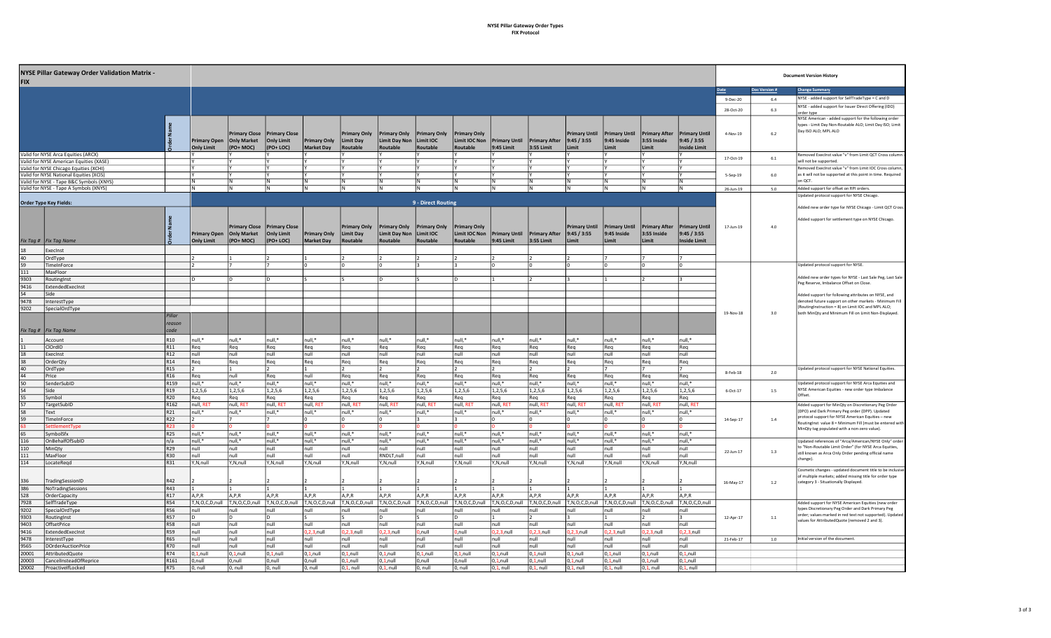# NYSE Pillar Gateway Order Types

## FIX Protocol

### NYSE Pillar Gateway Order Validation Matrix - FIX

| | Order Name | Primary Open Only Limit | Primary Close Only Market (PO+ MOC) | Primary Close Only Limit (PO+ LOC) | Primary Only Market Day | Primary Only Limit Day Routable | Primary Only Limit Day Non Routable | Primary Only Limit IOC Routable | Primary Only Limit IOC Non Routable | Primary Until 9:45 Limit | Primary After 3:55 Limit | Primary Until 9:45 / 3:55 Limit | Primary Until 9:45 Inside Limit | Primary After 3:55 Inside Limit | Primary Until 9:45 / 3:55 Inside Limit |
|---|---|---|---|---|---|---|---|---|---|---|---|---|---|---|---|
| Valid for NYSE Arca Equities (ARCX) | | Y | Y | Y | Y | Y | Y | Y | Y | Y | Y | Y | Y | Y | Y |
| Valid for NYSE American Equities (XASE) | | Y | Y | Y | Y | Y | Y | Y | Y | Y | Y | Y | Y | Y | Y |
| Valid for NYSE Chicago Equities (XCHI) | | Y | Y | Y | Y | Y | Y | Y | Y | Y | Y | Y | Y | Y | Y |
| Valid for NYSE National Equities (XCIS) | | Y | Y | Y | Y | Y | Y | Y | Y | Y | Y | Y | Y | Y | Y |
| Valid for NYSE - Tape B&C Symbols (XNYS) | | N | N | N | N | N | N | N | N | N | N | N | N | N | N |
| Valid for NYSE - Tape A Symbols (XNYS) | | N | N | N | N | N | N | N | N | N | N | N | N | N | N |

### Order Type Key Fields:

9 - Direct Routing

| Fix Tag # | Fix Tag Name | Order Name | Primary Open Only Limit | Primary Close Only Market (PO+ MOC) | Primary Close Only Limit (PO+ LOC) | Primary Only Market Day | Primary Only Limit Day Routable | Primary Only Limit Day Non Routable | Primary Only Limit IOC Routable | Primary Only Limit IOC Non Routable | Primary Until 9:45 Limit | Primary After 3:55 Limit | Primary Until 9:45 / 3:55 Limit | Primary Until 9:45 Inside Limit | Primary After 3:55 Inside Limit | Primary Until 9:45 / 3:55 Inside Limit |
|---|---|---|---|---|---|---|---|---|---|---|---|---|---|---|---|---|
| 18 | ExecInst | | | | | | | | | | | | | | | |
| 40 | OrdType | | 2 | 1 | 2 | 1 | 2 | 2 | 2 | 2 | 2 | 2 | 2 | 7 | 7 | 7 |
| 59 | TimeInForce | | 2 | 7 | 7 | 0 | 0 | 0 | 3 | 3 | 0 | 0 | 0 | 0 | 0 | 0 |
| 111 | MaxFloor | | | | | | | | | | | | | | | |
| 9303 | RoutingInst | | D | D | D | S | S | D | S | D | 1 | 2 | 3 | 1 | 2 | 3 |
| 9416 | ExtendedExecInst | | | | | | | | | | | | | | | |
| 54 | Side | | | | | | | | | | | | | | | |
| 9478 | InterestType | | | | | | | | | | | | | | | |
| 9202 | SpecialOrdType | | | | | | | | | | | | | | | |

| Fix Tag # | Fix Tag Name | Pillar reason code | Primary Open Only Limit | Primary Close Only Market (PO+ MOC) | Primary Close Only Limit (PO+ LOC) | Primary Only Market Day | Primary Only Limit Day Routable | Primary Only Limit Day Non Routable | Primary Only Limit IOC Routable | Primary Only Limit IOC Non Routable | Primary Until 9:45 Limit | Primary After 3:55 Limit | Primary Until 9:45 / 3:55 Limit | Primary Until 9:45 Inside Limit | Primary After 3:55 Inside Limit | Primary Until 9:45 / 3:55 Inside Limit |
|---|---|---|---|---|---|---|---|---|---|---|---|---|---|---|---|---|
| 1 | Account | R10 | null,* | null,* | null,* | null,* | null,* | null,* | null,* | null,* | null,* | null,* | null,* | null,* | null,* | null,* |
| 11 | ClOrdID | R11 | Req | Req | Req | Req | Req | Req | Req | Req | Req | Req | Req | Req | Req | Req |
| 18 | ExecInst | R12 | null | null | null | null | null | null | null | null | null | null | null | null | null | null |
| 38 | OrderQty | R14 | Req | Req | Req | Req | Req | Req | Req | Req | Req | Req | Req | Req | Req | Req |
| 40 | OrdType | R15 | 2 | 1 | 2 | 1 | 2 | 2 | 2 | 2 | 2 | 2 | 2 | 7 | 7 | 7 |
| 44 | Price | R16 | Req | null | Req | null | Req | Req | Req | Req | Req | Req | Req | Req | Req | Req |
| 50 | SenderSubID | R159 | null,* | null,* | null,* | null,* | null,* | null,* | null,* | null,* | null,* | null,* | null,* | null,* | null,* | null,* |
| 54 | Side | R19 | 1,2,5,6 | 1,2,5,6 | 1,2,5,6 | 1,2,5,6 | 1,2,5,6 | 1,2,5,6 | 1,2,5,6 | 1,2,5,6 | 1,2,5,6 | 1,2,5,6 | 1,2,5,6 | 1,2,5,6 | 1,2,5,6 | 1,2,5,6 |
| 55 | Symbol | R20 | Req | Req | Req | Req | Req | Req | Req | Req | Req | Req | Req | Req | Req | Req |
| 57 | TargetSubID | R162 | null, RET | null, RET | null, RET | null, RET | null, RET | null, RET | null, RET | null, RET | null, RET | null, RET | null, RET | null, RET | null, RET | null, RET |
| 58 | Text | R21 | null,* | null,* | null,* | null,* | null,* | null,* | null,* | null,* | null,* | null,* | null,* | null,* | null,* | null,* |
| 59 | TimeInForce | R22 | 2 | 7 | 7 | 0 | 0 | 0 | 3 | 3 | 0 | 0 | 0 | 0 | 0 | 0 |
| 63 | SettlementType | R23 | 0 | 0 | 0 | 0 | 0 | 0 | 0 | 0 | 0 | 0 | 0 | 0 | 0 | 0 |
| 65 | SymbolSfx | R25 | null,* | null,* | null,* | null,* | null,* | null,* | null,* | null,* | null,* | null,* | null,* | null,* | null,* | null,* |
| 116 | OnBehalfOfSubID | n/a | null,* | null,* | null,* | null,* | null,* | null,* | null,* | null,* | null,* | null,* | null,* | null,* | null,* | null,* |
| 110 | MinQty | R29 | null | null | null | null | null | null | null | null | null | null | null | null | null | null |
| 111 | MaxFloor | R30 | null | null | null | null | null | RNDLT,null | null | null | null | null | null | null | null | null |
| 114 | LocateReqd | R31 | Y,N,null | Y,N,null | Y,N,null | Y,N,null | Y,N,null | Y,N,null | Y,N,null | Y,N,null | Y,N,null | Y,N,null | Y,N,null | Y,N,null | Y,N,null | Y,N,null |
| 336 | TradingSessionID | R42 | 2 | 2 | 2 | 2 | 2 | 2 | 2 | 2 | 2 | 2 | 2 | 2 | 2 | 2 |
| 386 | NoTradingSessions | R43 | 1 | 1 | 1 | 1 | 1 | 1 | 1 | 1 | 1 | 1 | 1 | 1 | 1 | 1 |
| 528 | OrderCapacity | R17 | A,P,R | A,P,R | A,P,R | A,P,R | A,P,R | A,P,R | A,P,R | A,P,R | A,P,R | A,P,R | A,P,R | A,P,R | A,P,R | A,P,R |
| 7928 | SelfTradeType | R54 | T,N,O,C,D,null | T,N,O,C,D,null | T,N,O,C,D,null | T,N,O,C,D,null | T,N,O,C,D,null | T,N,O,C,D,null | T,N,O,C,D,null | T,N,O,C,D,null | T,N,O,C,D,null | T,N,O,C,D,null | T,N,O,C,D,null | T,N,O,C,D,null | T,N,O,C,D,null | T,N,O,C,D,null |
| 9202 | SpecialOrdType | R56 | null | null | null | null | null | null | null | null | null | null | null | null | null | null |
| 9303 | RoutingInst | R57 | D | D | D | S | S | D | S | D | 1 | 2 | 3 | 1 | 2 | 3 |
| 9403 | OffsetPrice | R58 | null | null | null | null | null | null | null | null | null | null | null | null | null | null |
| 9416 | ExtendedExecInst | R59 | null | null | null | 0,2,3,null | 0,2,3,null | 0,2,3,null | 0,null | 0,null | 0,2,3,null | 0,2,3,null | 0,2,3,null | 0,2,3,null | 0,2,3,null | 0,2,3,null |
| 9478 | InterestType | R65 | null | null | null | null | null | null | null | null | null | null | null | null | null | null |
| 9565 | DOrderAuctionPrice | R70 | null | null | null | null | null | null | null | null | null | null | null | null | null | null |
| 20001 | AttributedQuote | R74 | 0,1,null | 0,1,null | 0,1,null | 0,1,null | 0,1,null | 0,1,null | 0,1,null | 0,1,null | 0,1,null | 0,1,null | 0,1,null | 0,1,null | 0,1,null | 0,1,null |
| 20003 | CancelInsteadOfReprice | R161 | 0,null | 0,null | 0,null | 0,null | 0,1,null | 0,1,null | 0,null | 0,null | 0,1,null | 0,1,null | 0,1,null | 0,1,null | 0,1,null | 0,1,null |
| 20002 | ProactiveIfLocked | R75 | 0, null | 0, null | 0, null | 0, null | 0,1, null | 0,1, null | 0, null | 0, null | 0,1, null | 0,1, null | 0,1, null | 0,1, null | 0,1, null | 0,1, null |

### Document Version History

| Date | Doc Version # | Change Summary |
|---|---|---|
| 9-Dec-20 | 6.4 | NYSE - added support for SelfTradeType = C and D |
| 28-Oct-20 | 6.3 | NYSE - added support for Issuer Direct Offering (IDO) order type |
| 4-Nov-19 | 6.2 | NYSE American - added support for the following order types - Limit Day Non-Routable ALO; Limit Day ISO; Limit Day ISO ALO; MPL ALO |
| 17-Oct-19 | 6.1 | Removed ExecInst value "e" from Limit Cross column - will not be supported. |
| 5-Sep-19 | 6.0 | Removed ExecInst value "e" from Limit IOC Cross column, as it will not be supported at this point in time. Required on QCT. |
| 26-Jun-19 | 5.0 | Added support for offset on RPI orders. |
| 17-Jun-19 | 4.0 | Updated protocol support for NYSE Chicago. Added new order type for NYSE Chicago - Limit QCT Cross. Added support for settlement type on NYSE Chicago. |
| 19-Nov-18 | 3.0 | Updated protocol support for NYSE. Added new order types for NYSE - Last Sale Peg, Last Sale Peg Reserve, Imbalance Offset on Close. Added support for following attributes on NYSE, and denoted future support on other markets - Minimum Fill (RoutingInstruction = B) on Limit IOC and MPL ALO; both MinQty and Minimum Fill on Limit Non-Displayed. |
| 8-Feb-18 | 2.0 | Updated protocol support for NYSE National Equities. |
| 6-Oct-17 | 1.5 | Updated protocol support for NYSE Arca Equities and NYSE American Equities - new order type Imbalance Offset. |
| 14-Sep-17 | 1.4 | Added support for MinQty on Discretionary Peg Order (DPO) and Dark Primary Peg order (DPP). Updated protocol support for NYSE American Equities – new RoutingInst value B = Minimum Fill (must be entered with MinQty tag populated with a non-zero value). |
| 22-Jun-17 | 1.3 | Updated references of "Arca/American/NYSE Only" order to "Non-Routable Limit Order" (for NYSE Arca Equities, still known as Arca Only Order pending official name change). |
| 16-May-17 | 1.2 | Cosmetic changes - updated document title to be inclusive of multiple markets; added missing title for order type category 3 - Situationally Displayed. |
| 12-Apr-17 | 1.1 | Added support for NYSE American Equities (new order types Discretionary Peg Order and Dark Primary Peg order; values marked in red text not supported). Updated values for AttributedQuote (removed 2 and 3). |
| 21-Feb-17 | 1.0 | Initial version of the document. |